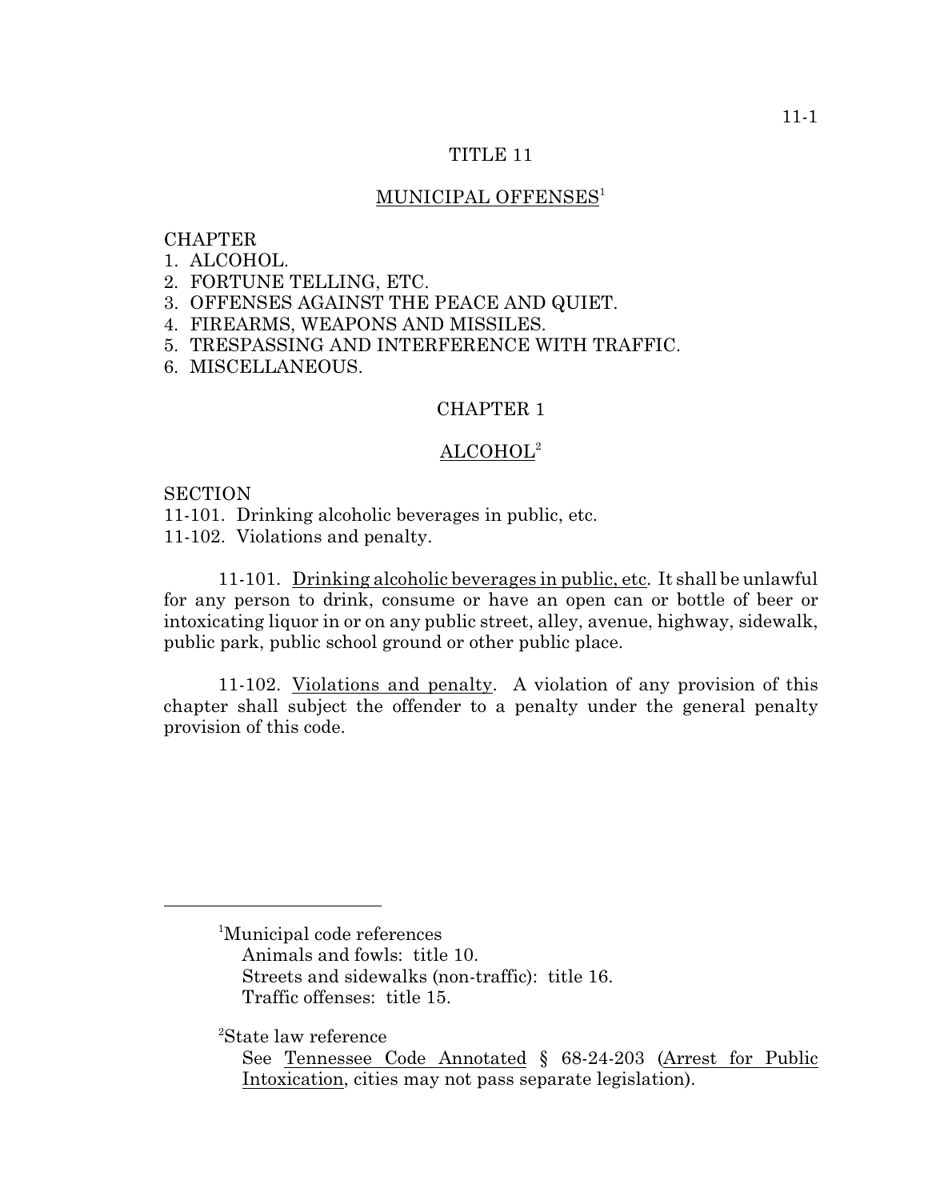# TITLE 11

## MUNICIPAL OFFENSES[1]

CHAPTER
1. ALCOHOL.
2. FORTUNE TELLING, ETC.
3. OFFENSES AGAINST THE PEACE AND QUIET.
4. FIREARMS, WEAPONS AND MISSILES.
5. TRESPASSING AND INTERFERENCE WITH TRAFFIC.
6. MISCELLANEOUS.

## CHAPTER 1

## ALCOHOL[2]

SECTION
11-101. Drinking alcoholic beverages in public, etc.
11-102. Violations and penalty.

11-101. Drinking alcoholic beverages in public, etc. It shall be unlawful for any person to drink, consume or have an open can or bottle of beer or intoxicating liquor in or on any public street, alley, avenue, highway, sidewalk, public park, public school ground or other public place.

11-102. Violations and penalty. A violation of any provision of this chapter shall subject the offender to a penalty under the general penalty provision of this code.

---

[1]Municipal code references
Animals and fowls: title 10.
Streets and sidewalks (non-traffic): title 16.
Traffic offenses: title 15.

[2]State law reference
See Tennessee Code Annotated § 68-24-203 (Arrest for Public Intoxication, cities may not pass separate legislation).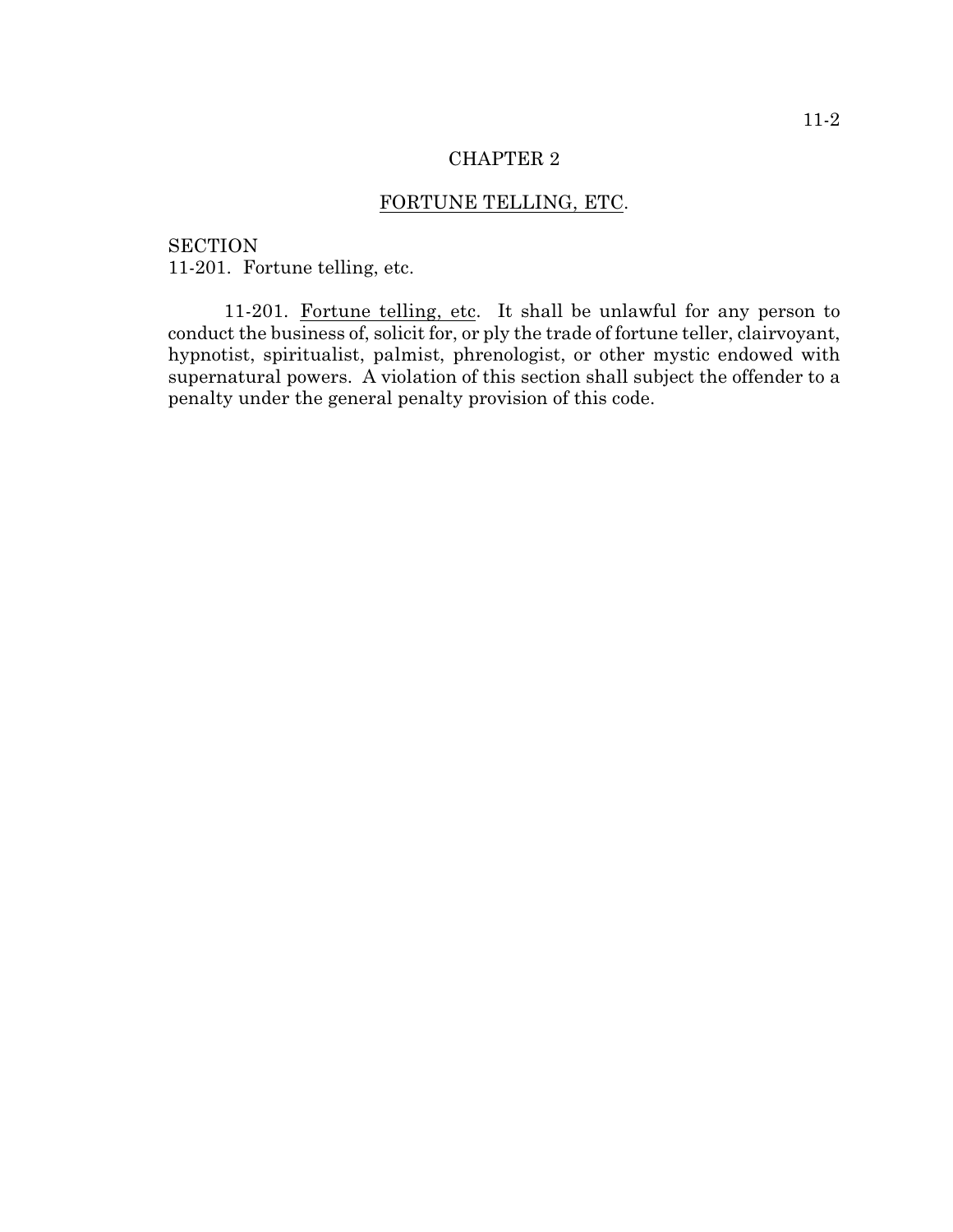# CHAPTER 2

## FORTUNE TELLING, ETC.

SECTION
11-201. Fortune telling, etc.

11-201. Fortune telling, etc. It shall be unlawful for any person to conduct the business of, solicit for, or ply the trade of fortune teller, clairvoyant, hypnotist, spiritualist, palmist, phrenologist, or other mystic endowed with supernatural powers. A violation of this section shall subject the offender to a penalty under the general penalty provision of this code.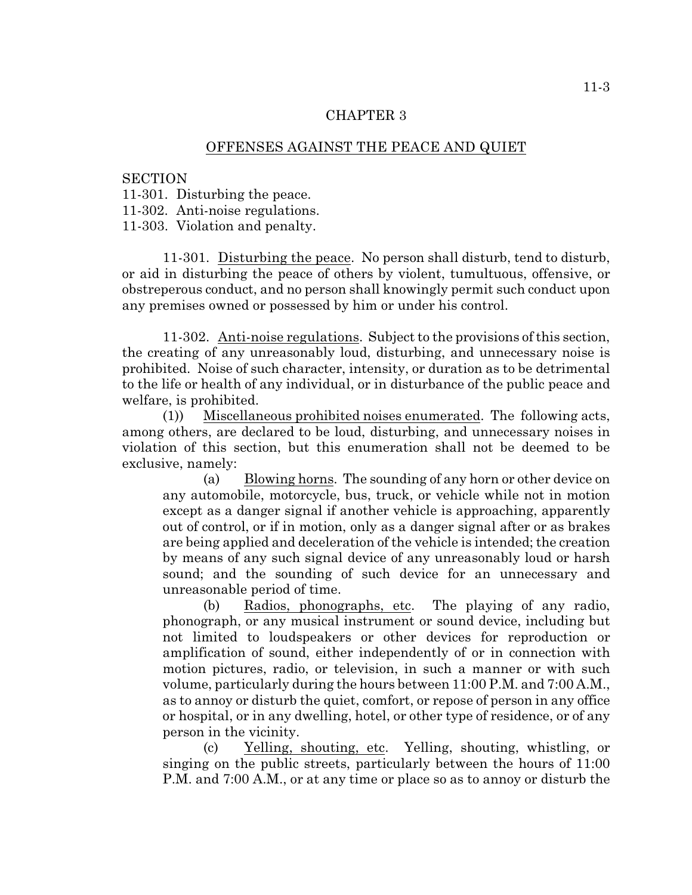# CHAPTER 3

## OFFENSES AGAINST THE PEACE AND QUIET

SECTION
11-301. Disturbing the peace.
11-302. Anti-noise regulations.
11-303. Violation and penalty.

11-301. Disturbing the peace. No person shall disturb, tend to disturb, or aid in disturbing the peace of others by violent, tumultuous, offensive, or obstreperous conduct, and no person shall knowingly permit such conduct upon any premises owned or possessed by him or under his control.

11-302. Anti-noise regulations. Subject to the provisions of this section, the creating of any unreasonably loud, disturbing, and unnecessary noise is prohibited. Noise of such character, intensity, or duration as to be detrimental to the life or health of any individual, or in disturbance of the public peace and welfare, is prohibited.

(1)) Miscellaneous prohibited noises enumerated. The following acts, among others, are declared to be loud, disturbing, and unnecessary noises in violation of this section, but this enumeration shall not be deemed to be exclusive, namely:

(a) Blowing horns. The sounding of any horn or other device on any automobile, motorcycle, bus, truck, or vehicle while not in motion except as a danger signal if another vehicle is approaching, apparently out of control, or if in motion, only as a danger signal after or as brakes are being applied and deceleration of the vehicle is intended; the creation by means of any such signal device of any unreasonably loud or harsh sound; and the sounding of such device for an unnecessary and unreasonable period of time.

(b) Radios, phonographs, etc. The playing of any radio, phonograph, or any musical instrument or sound device, including but not limited to loudspeakers or other devices for reproduction or amplification of sound, either independently of or in connection with motion pictures, radio, or television, in such a manner or with such volume, particularly during the hours between 11:00 P.M. and 7:00 A.M., as to annoy or disturb the quiet, comfort, or repose of person in any office or hospital, or in any dwelling, hotel, or other type of residence, or of any person in the vicinity.

(c) Yelling, shouting, etc. Yelling, shouting, whistling, or singing on the public streets, particularly between the hours of 11:00 P.M. and 7:00 A.M., or at any time or place so as to annoy or disturb the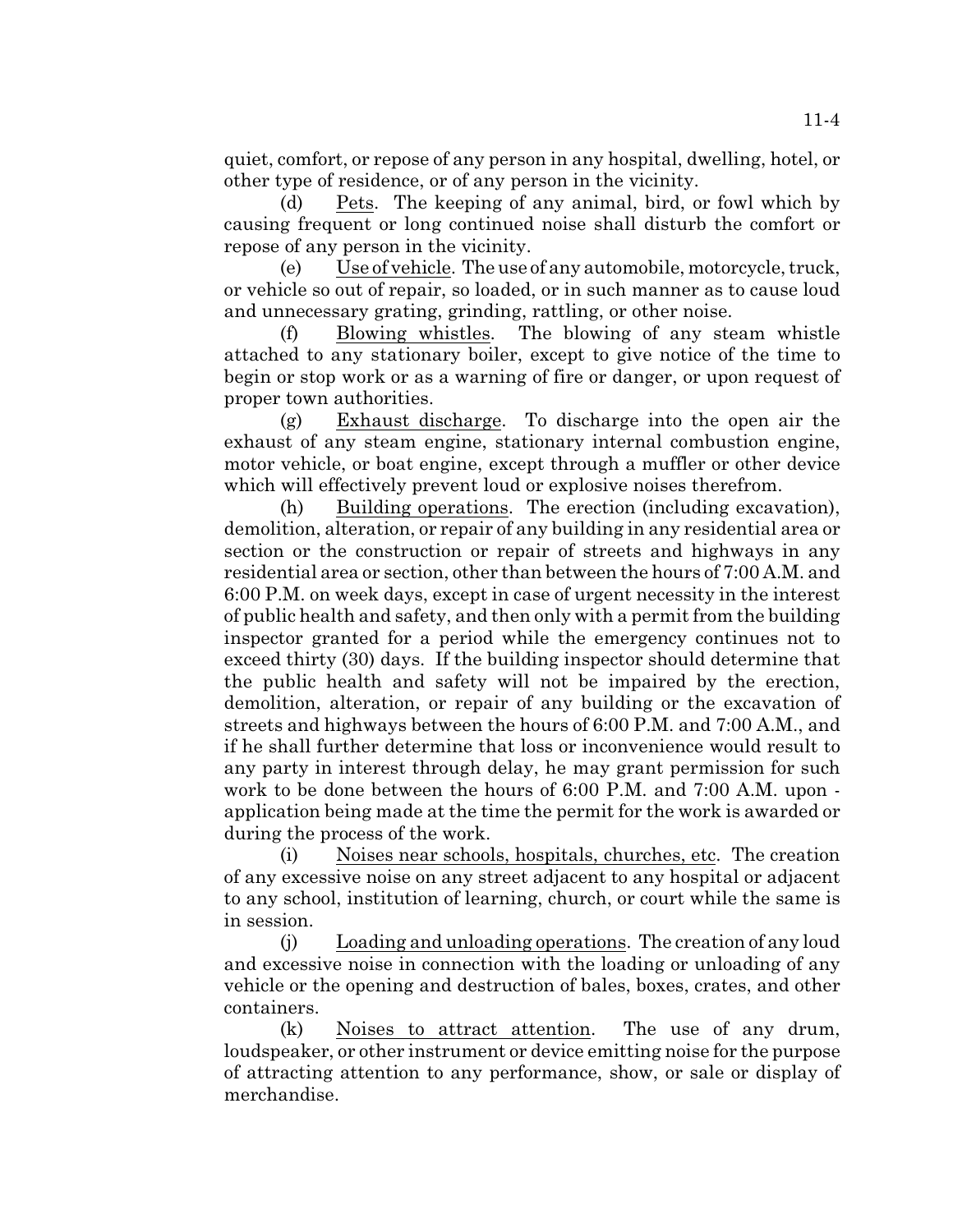quiet, comfort, or repose of any person in any hospital, dwelling, hotel, or other type of residence, or of any person in the vicinity.

(d) Pets. The keeping of any animal, bird, or fowl which by causing frequent or long continued noise shall disturb the comfort or repose of any person in the vicinity.

(e) Use of vehicle. The use of any automobile, motorcycle, truck, or vehicle so out of repair, so loaded, or in such manner as to cause loud and unnecessary grating, grinding, rattling, or other noise.

(f) Blowing whistles. The blowing of any steam whistle attached to any stationary boiler, except to give notice of the time to begin or stop work or as a warning of fire or danger, or upon request of proper town authorities.

(g) Exhaust discharge. To discharge into the open air the exhaust of any steam engine, stationary internal combustion engine, motor vehicle, or boat engine, except through a muffler or other device which will effectively prevent loud or explosive noises therefrom.

(h) Building operations. The erection (including excavation), demolition, alteration, or repair of any building in any residential area or section or the construction or repair of streets and highways in any residential area or section, other than between the hours of 7:00 A.M. and 6:00 P.M. on week days, except in case of urgent necessity in the interest of public health and safety, and then only with a permit from the building inspector granted for a period while the emergency continues not to exceed thirty (30) days. If the building inspector should determine that the public health and safety will not be impaired by the erection, demolition, alteration, or repair of any building or the excavation of streets and highways between the hours of 6:00 P.M. and 7:00 A.M., and if he shall further determine that loss or inconvenience would result to any party in interest through delay, he may grant permission for such work to be done between the hours of 6:00 P.M. and 7:00 A.M. upon - application being made at the time the permit for the work is awarded or during the process of the work.

(i) Noises near schools, hospitals, churches, etc. The creation of any excessive noise on any street adjacent to any hospital or adjacent to any school, institution of learning, church, or court while the same is in session.

(j) Loading and unloading operations. The creation of any loud and excessive noise in connection with the loading or unloading of any vehicle or the opening and destruction of bales, boxes, crates, and other containers.

(k) Noises to attract attention. The use of any drum, loudspeaker, or other instrument or device emitting noise for the purpose of attracting attention to any performance, show, or sale or display of merchandise.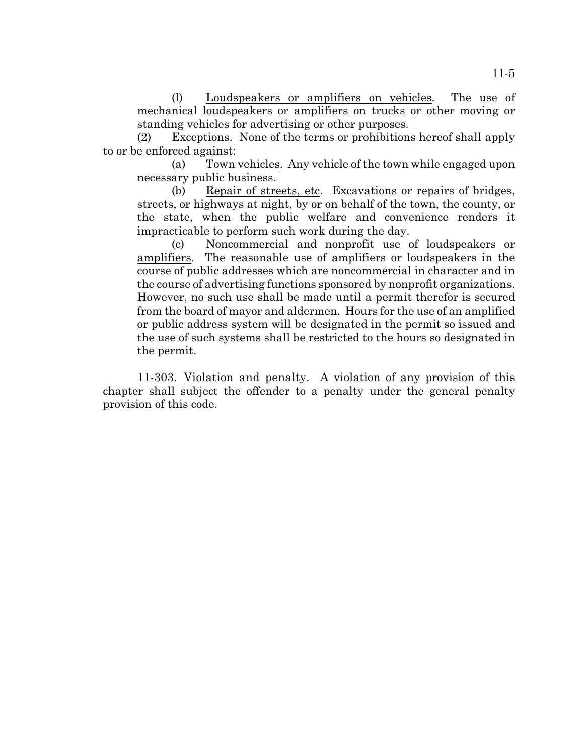(l) Loudspeakers or amplifiers on vehicles. The use of mechanical loudspeakers or amplifiers on trucks or other moving or standing vehicles for advertising or other purposes.

(2) Exceptions. None of the terms or prohibitions hereof shall apply to or be enforced against:

(a) Town vehicles. Any vehicle of the town while engaged upon necessary public business.

(b) Repair of streets, etc. Excavations or repairs of bridges, streets, or highways at night, by or on behalf of the town, the county, or the state, when the public welfare and convenience renders it impracticable to perform such work during the day.

(c) Noncommercial and nonprofit use of loudspeakers or amplifiers. The reasonable use of amplifiers or loudspeakers in the course of public addresses which are noncommercial in character and in the course of advertising functions sponsored by nonprofit organizations. However, no such use shall be made until a permit therefor is secured from the board of mayor and aldermen. Hours for the use of an amplified or public address system will be designated in the permit so issued and the use of such systems shall be restricted to the hours so designated in the permit.

11-303. Violation and penalty. A violation of any provision of this chapter shall subject the offender to a penalty under the general penalty provision of this code.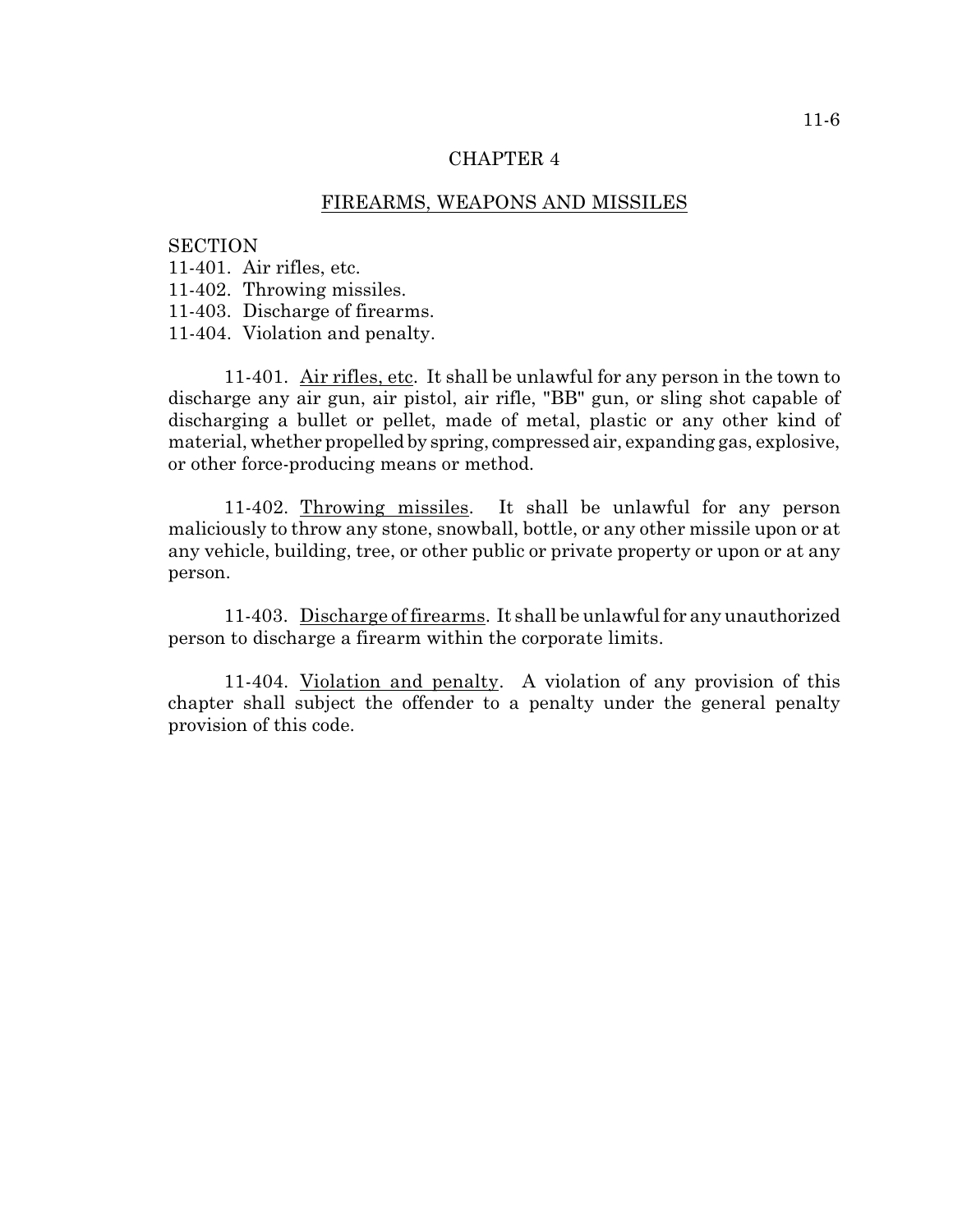# CHAPTER 4

## FIREARMS, WEAPONS AND MISSILES

SECTION
11-401. Air rifles, etc.
11-402. Throwing missiles.
11-403. Discharge of firearms.
11-404. Violation and penalty.

11-401. Air rifles, etc. It shall be unlawful for any person in the town to discharge any air gun, air pistol, air rifle, "BB" gun, or sling shot capable of discharging a bullet or pellet, made of metal, plastic or any other kind of material, whether propelled by spring, compressed air, expanding gas, explosive, or other force-producing means or method.

11-402. Throwing missiles. It shall be unlawful for any person maliciously to throw any stone, snowball, bottle, or any other missile upon or at any vehicle, building, tree, or other public or private property or upon or at any person.

11-403. Discharge of firearms. It shall be unlawful for any unauthorized person to discharge a firearm within the corporate limits.

11-404. Violation and penalty. A violation of any provision of this chapter shall subject the offender to a penalty under the general penalty provision of this code.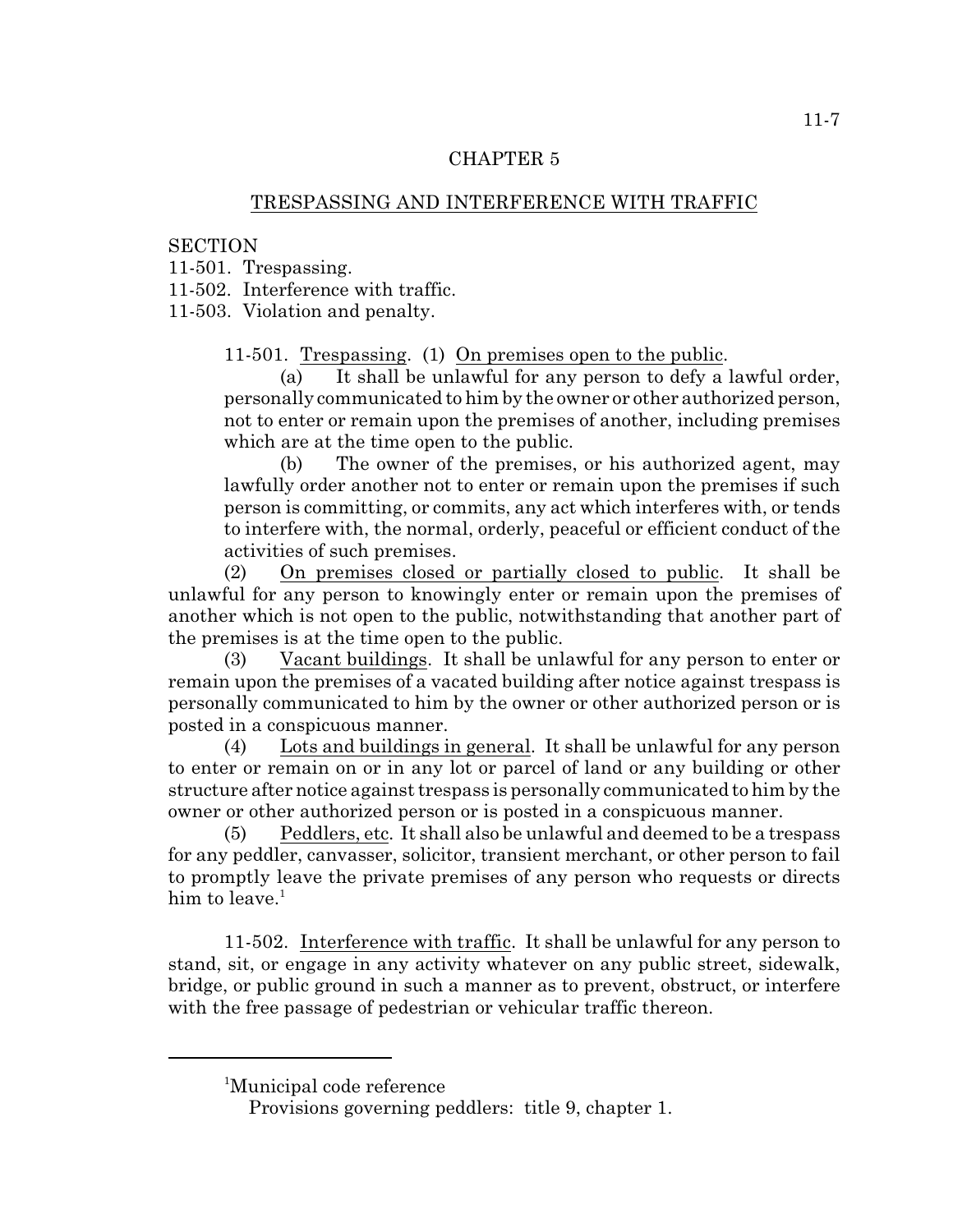# CHAPTER 5

## TRESPASSING AND INTERFERENCE WITH TRAFFIC

SECTION
11-501. Trespassing.
11-502. Interference with traffic.
11-503. Violation and penalty.

11-501. Trespassing. (1) On premises open to the public.

(a) It shall be unlawful for any person to defy a lawful order, personally communicated to him by the owner or other authorized person, not to enter or remain upon the premises of another, including premises which are at the time open to the public.

(b) The owner of the premises, or his authorized agent, may lawfully order another not to enter or remain upon the premises if such person is committing, or commits, any act which interferes with, or tends to interfere with, the normal, orderly, peaceful or efficient conduct of the activities of such premises.

(2) On premises closed or partially closed to public. It shall be unlawful for any person to knowingly enter or remain upon the premises of another which is not open to the public, notwithstanding that another part of the premises is at the time open to the public.

(3) Vacant buildings. It shall be unlawful for any person to enter or remain upon the premises of a vacated building after notice against trespass is personally communicated to him by the owner or other authorized person or is posted in a conspicuous manner.

(4) Lots and buildings in general. It shall be unlawful for any person to enter or remain on or in any lot or parcel of land or any building or other structure after notice against trespass is personally communicated to him by the owner or other authorized person or is posted in a conspicuous manner.

(5) Peddlers, etc. It shall also be unlawful and deemed to be a trespass for any peddler, canvasser, solicitor, transient merchant, or other person to fail to promptly leave the private premises of any person who requests or directs him to leave.[1]

11-502. Interference with traffic. It shall be unlawful for any person to stand, sit, or engage in any activity whatever on any public street, sidewalk, bridge, or public ground in such a manner as to prevent, obstruct, or interfere with the free passage of pedestrian or vehicular traffic thereon.

---

[1]Municipal code reference
Provisions governing peddlers: title 9, chapter 1.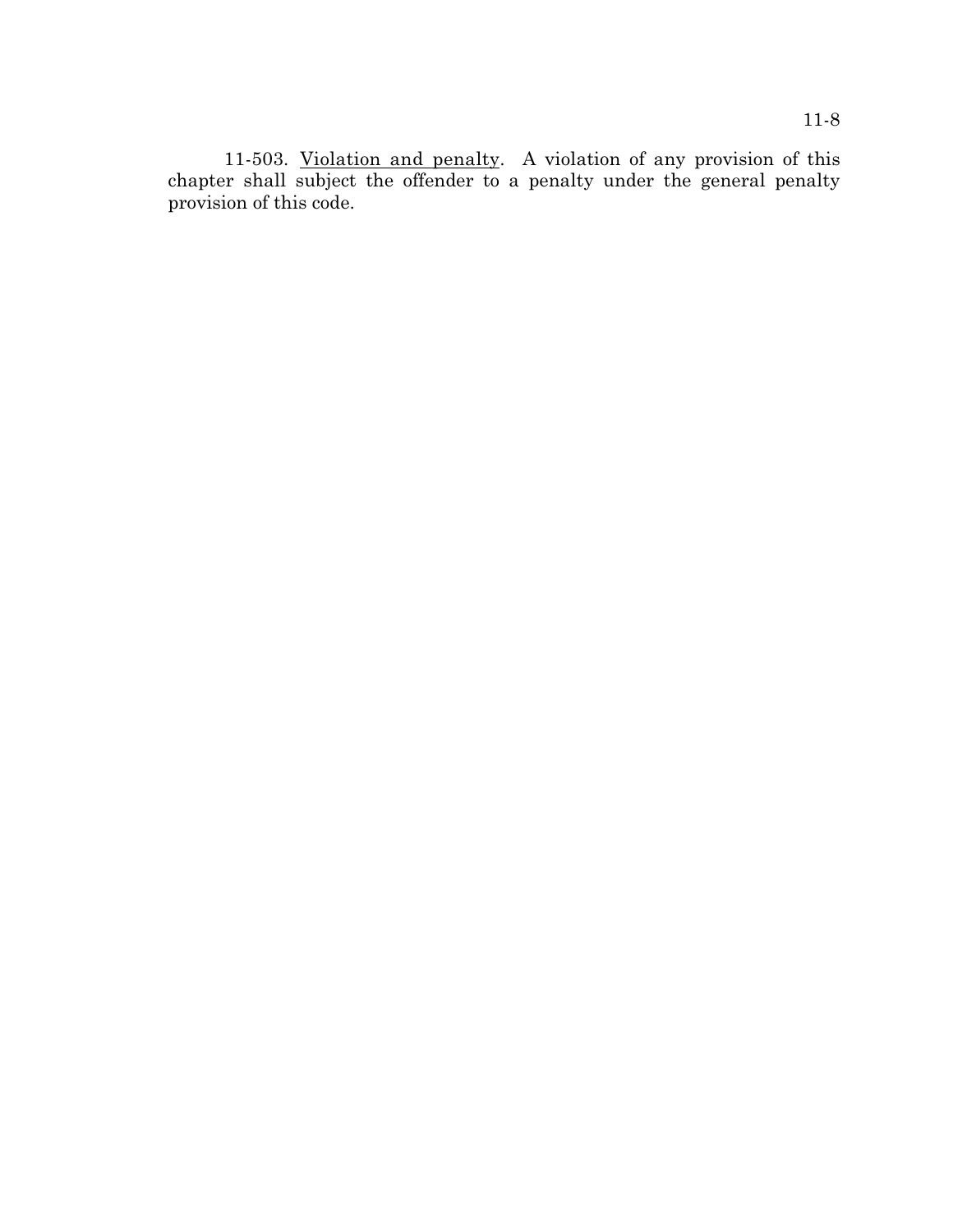11-503. <u>Violation and penalty</u>. A violation of any provision of this chapter shall subject the offender to a penalty under the general penalty provision of this code.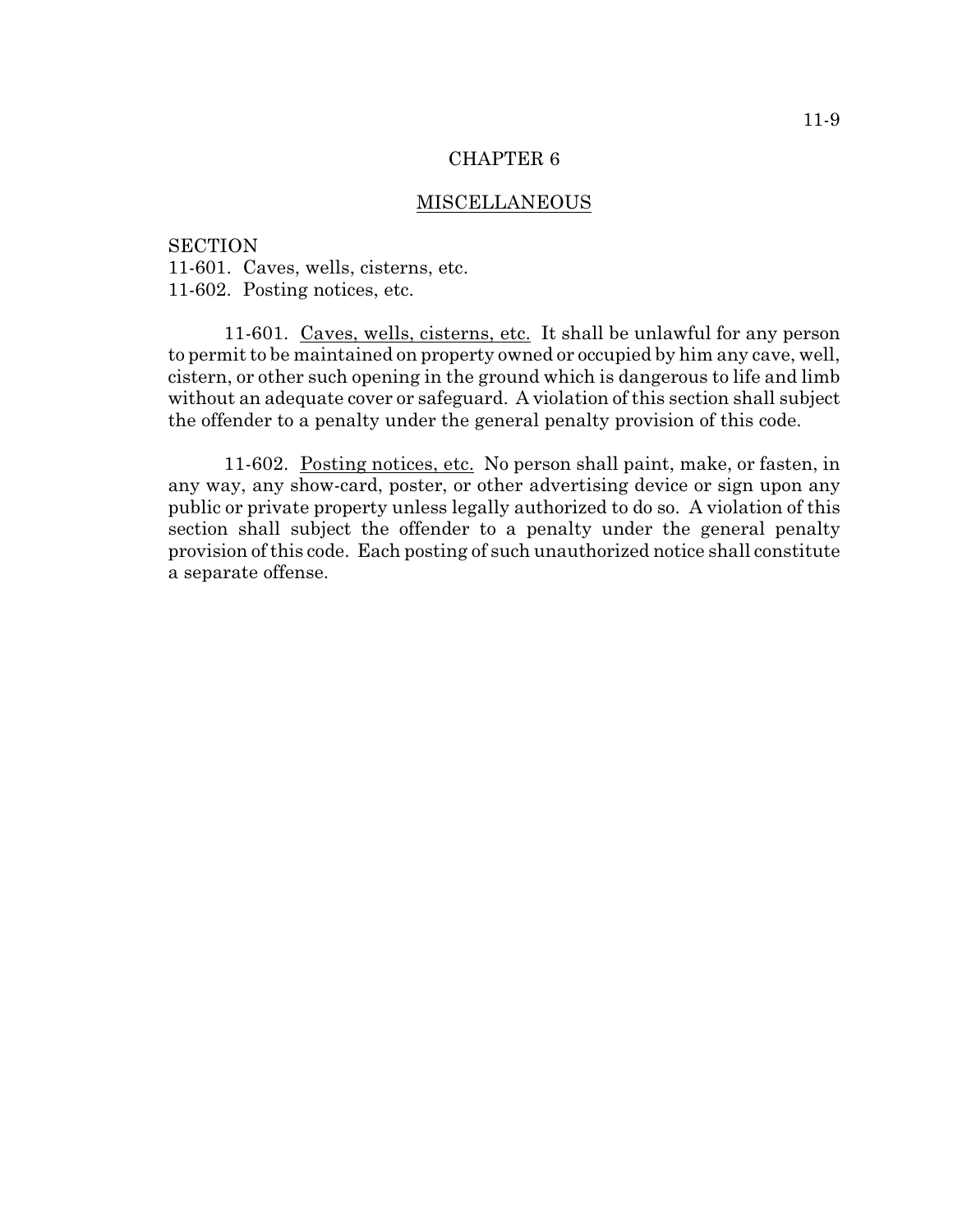# CHAPTER 6

## MISCELLANEOUS

SECTION
11-601. Caves, wells, cisterns, etc.
11-602. Posting notices, etc.

11-601. Caves, wells, cisterns, etc. It shall be unlawful for any person to permit to be maintained on property owned or occupied by him any cave, well, cistern, or other such opening in the ground which is dangerous to life and limb without an adequate cover or safeguard. A violation of this section shall subject the offender to a penalty under the general penalty provision of this code.

11-602. Posting notices, etc. No person shall paint, make, or fasten, in any way, any show-card, poster, or other advertising device or sign upon any public or private property unless legally authorized to do so. A violation of this section shall subject the offender to a penalty under the general penalty provision of this code. Each posting of such unauthorized notice shall constitute a separate offense.